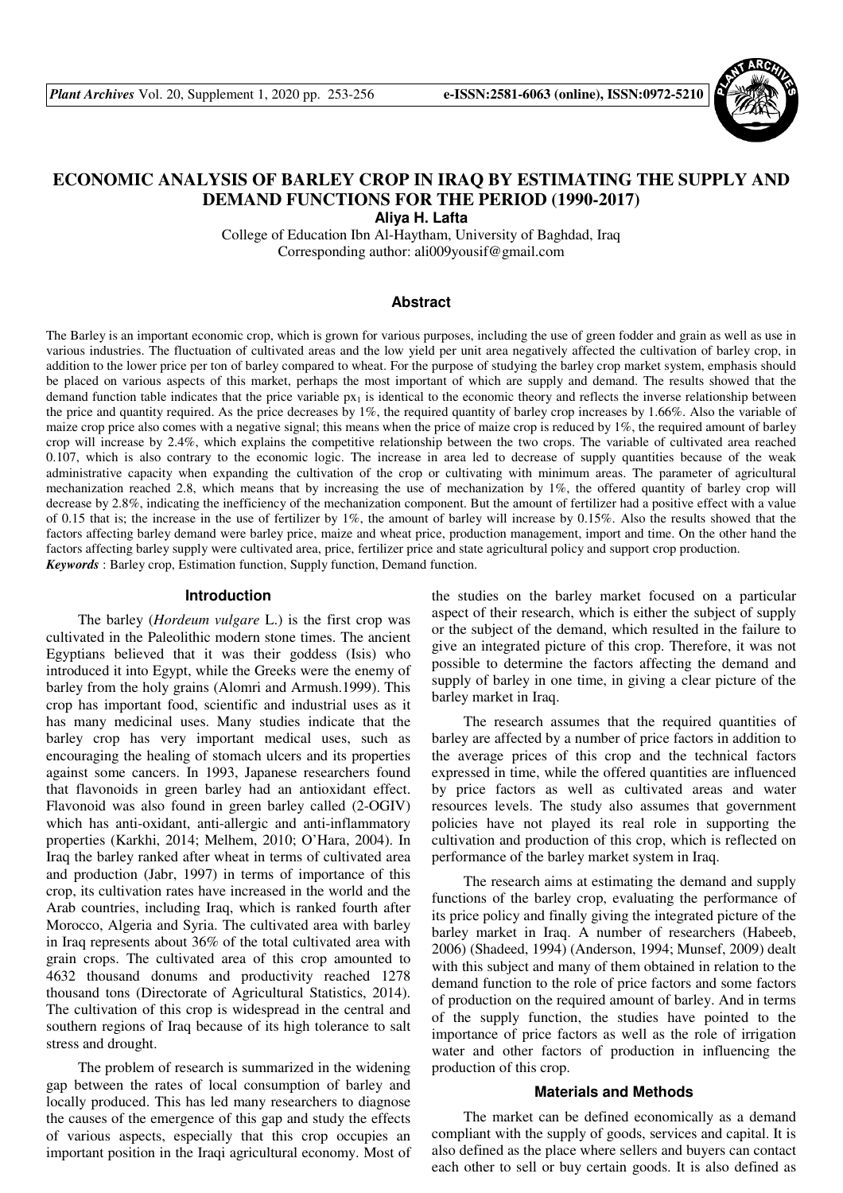# ECONOMIC ANALYSIS OF BARLEY CROP IN IRAQ BY ESTIMATING THE SUPPLY AND DEMAND FUNCTIONS FOR THE PERIOD (1990-2017)

**Aliya H. Lafta**

College of Education Ibn Al-Haytham, University of Baghdad, Iraq

Corresponding author: ali009yousif@gmail.com

## Abstract

The Barley is an important economic crop, which is grown for various purposes, including the use of green fodder and grain as well as use in various industries. The fluctuation of cultivated areas and the low yield per unit area negatively affected the cultivation of barley crop, in addition to the lower price per ton of barley compared to wheat. For the purpose of studying the barley crop market system, emphasis should be placed on various aspects of this market, perhaps the most important of which are supply and demand. The results showed that the demand function table indicates that the price variable $px_1$ is identical to the economic theory and reflects the inverse relationship between the price and quantity required. As the price decreases by 1%, the required quantity of barley crop increases by 1.66%. Also the variable of maize crop price also comes with a negative signal; this means when the price of maize crop is reduced by 1%, the required amount of barley crop will increase by 2.4%, which explains the competitive relationship between the two crops. The variable of cultivated area reached 0.107, which is also contrary to the economic logic. The increase in area led to decrease of supply quantities because of the weak administrative capacity when expanding the cultivation of the crop or cultivating with minimum areas. The parameter of agricultural mechanization reached 2.8, which means that by increasing the use of mechanization by 1%, the offered quantity of barley crop will decrease by 2.8%, indicating the inefficiency of the mechanization component. But the amount of fertilizer had a positive effect with a value of 0.15 that is; the increase in the use of fertilizer by 1%, the amount of barley will increase by 0.15%. Also the results showed that the factors affecting barley demand were barley price, maize and wheat price, production management, import and time. On the other hand the factors affecting barley supply were cultivated area, price, fertilizer price and state agricultural policy and support crop production.

***Keywords*** : Barley crop, Estimation function, Supply function, Demand function.

## Introduction

The barley (*Hordeum vulgare* L.) is the first crop was cultivated in the Paleolithic modern stone times. The ancient Egyptians believed that it was their goddess (Isis) who introduced it into Egypt, while the Greeks were the enemy of barley from the holy grains (Alomri and Armush.1999). This crop has important food, scientific and industrial uses as it has many medicinal uses. Many studies indicate that the barley crop has very important medical uses, such as encouraging the healing of stomach ulcers and its properties against some cancers. In 1993, Japanese researchers found that flavonoids in green barley had an antioxidant effect. Flavonoid was also found in green barley called (2-OGIV) which has anti-oxidant, anti-allergic and anti-inflammatory properties (Karkhi, 2014; Melhem, 2010; O'Hara, 2004). In Iraq the barley ranked after wheat in terms of cultivated area and production (Jabr, 1997) in terms of importance of this crop, its cultivation rates have increased in the world and the Arab countries, including Iraq, which is ranked fourth after Morocco, Algeria and Syria. The cultivated area with barley in Iraq represents about 36% of the total cultivated area with grain crops. The cultivated area of this crop amounted to 4632 thousand donums and productivity reached 1278 thousand tons (Directorate of Agricultural Statistics, 2014). The cultivation of this crop is widespread in the central and southern regions of Iraq because of its high tolerance to salt stress and drought.

The problem of research is summarized in the widening gap between the rates of local consumption of barley and locally produced. This has led many researchers to diagnose the causes of the emergence of this gap and study the effects of various aspects, especially that this crop occupies an important position in the Iraqi agricultural economy. Most of the studies on the barley market focused on a particular aspect of their research, which is either the subject of supply or the subject of the demand, which resulted in the failure to give an integrated picture of this crop. Therefore, it was not possible to determine the factors affecting the demand and supply of barley in one time, in giving a clear picture of the barley market in Iraq.

The research assumes that the required quantities of barley are affected by a number of price factors in addition to the average prices of this crop and the technical factors expressed in time, while the offered quantities are influenced by price factors as well as cultivated areas and water resources levels. The study also assumes that government policies have not played its real role in supporting the cultivation and production of this crop, which is reflected on performance of the barley market system in Iraq.

The research aims at estimating the demand and supply functions of the barley crop, evaluating the performance of its price policy and finally giving the integrated picture of the barley market in Iraq. A number of researchers (Habeeb, 2006) (Shadeed, 1994) (Anderson, 1994; Munsef, 2009) dealt with this subject and many of them obtained in relation to the demand function to the role of price factors and some factors of production on the required amount of barley. And in terms of the supply function, the studies have pointed to the importance of price factors as well as the role of irrigation water and other factors of production in influencing the production of this crop.

## Materials and Methods

The market can be defined economically as a demand compliant with the supply of goods, services and capital. It is also defined as the place where sellers and buyers can contact each other to sell or buy certain goods. It is also defined as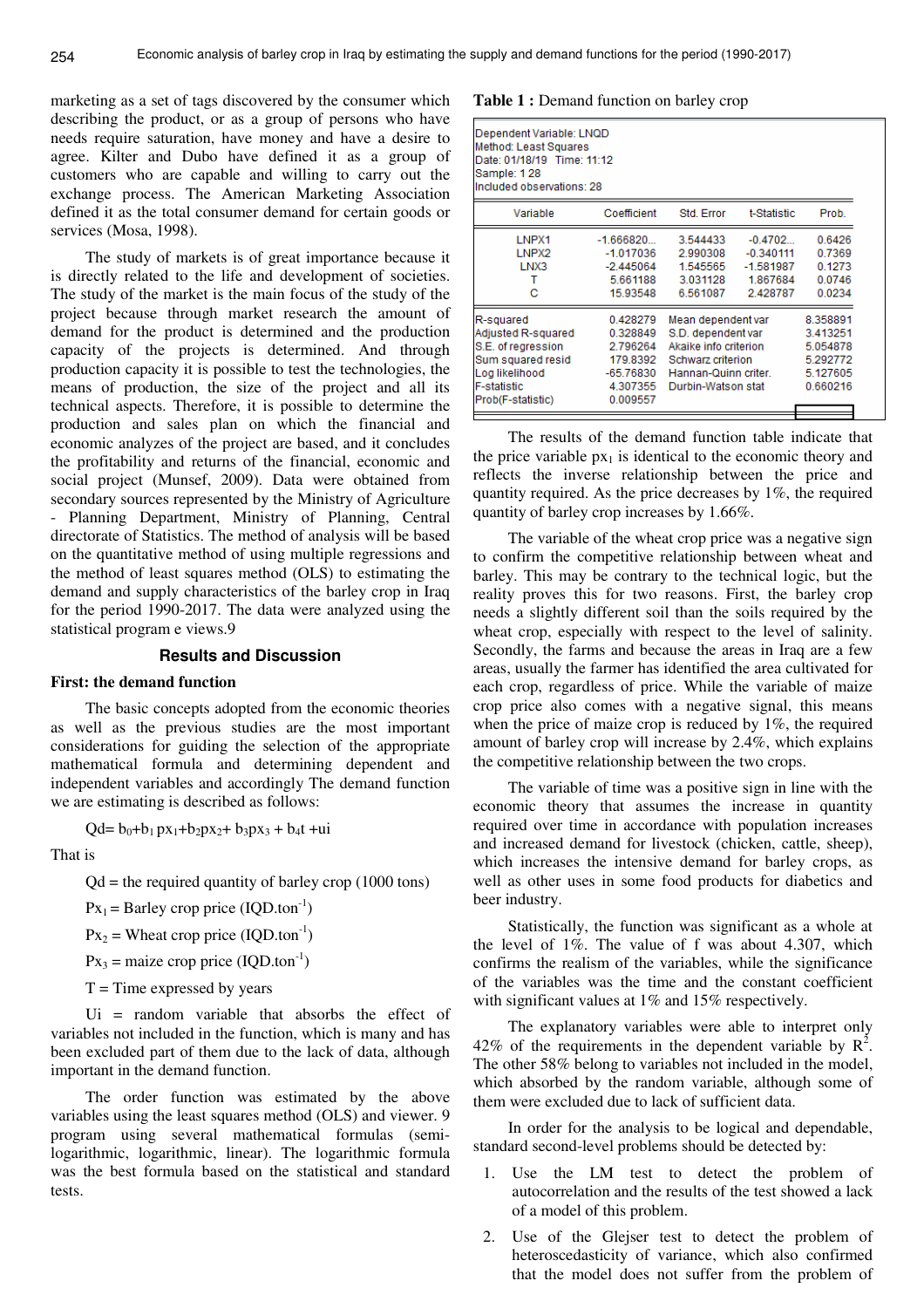marketing as a set of tags discovered by the consumer which describing the product, or as a group of persons who have needs require saturation, have money and have a desire to agree. Kilter and Dubo have defined it as a group of customers who are capable and willing to carry out the exchange process. The American Marketing Association defined it as the total consumer demand for certain goods or services (Mosa, 1998).

The study of markets is of great importance because it is directly related to the life and development of societies. The study of the market is the main focus of the study of the project because through market research the amount of demand for the product is determined and the production capacity of the projects is determined. And through production capacity it is possible to test the technologies, the means of production, the size of the project and all its technical aspects. Therefore, it is possible to determine the production and sales plan on which the financial and economic analyzes of the project are based, and it concludes the profitability and returns of the financial, economic and social project (Munsef, 2009). Data were obtained from secondary sources represented by the Ministry of Agriculture - Planning Department, Ministry of Planning, Central directorate of Statistics. The method of analysis will be based on the quantitative method of using multiple regressions and the method of least squares method (OLS) to estimating the demand and supply characteristics of the barley crop in Iraq for the period 1990-2017. The data were analyzed using the statistical program e views.9

## Results and Discussion

### First: the demand function

The basic concepts adopted from the economic theories as well as the previous studies are the most important considerations for guiding the selection of the appropriate mathematical formula and determining dependent and independent variables and accordingly The demand function we are estimating is described as follows:

$$Qd= b_0+b_1 px_1+b_2px_2+ b_3px_3 + b_4t +ui$$

That is

Qd = the required quantity of barley crop (1000 tons)

$Px_1$ = Barley crop price ($IQD.ton^{-1}$)

$Px_2$ = Wheat crop price ($IQD.ton^{-1}$)

$Px_3$ = maize crop price ($IQD.ton^{-1}$)

T = Time expressed by years

Ui = random variable that absorbs the effect of variables not included in the function, which is many and has been excluded part of them due to the lack of data, although important in the demand function.

The order function was estimated by the above variables using the least squares method (OLS) and viewer. 9 program using several mathematical formulas (semi-logarithmic, logarithmic, linear). The logarithmic formula was the best formula based on the statistical and standard tests.

**Table 1 :** Demand function on barley crop

Dependent Variable: LNQD
Method: Least Squares
Date: 01/18/19 Time: 11:12
Sample: 1 28
Included observations: 28

| Variable | Coefficient | Std. Error | t-Statistic | Prob. |
|---|---|---|---|---|
| LNPX1 | -1.666820... | 3.544433 | -0.4702... | 0.6426 |
| LNPX2 | -1.017036 | 2.990308 | -0.340111 | 0.7369 |
| LNX3 | -2.445064 | 1.545565 | -1.581987 | 0.1273 |
| T | 5.661188 | 3.031128 | 1.867684 | 0.0746 |
| C | 15.93548 | 6.561087 | 2.428787 | 0.0234 |

| | | | |
|---|---|---|---|
| R-squared | 0.428279 | Mean dependent var | 8.358891 |
| Adjusted R-squared | 0.328849 | S.D. dependent var | 3.413251 |
| S.E. of regression | 2.796264 | Akaike info criterion | 5.054878 |
| Sum squared resid | 179.8392 | Schwarz criterion | 5.292772 |
| Log likelihood | -65.76830 | Hannan-Quinn criter. | 5.127605 |
| F-statistic | 4.307355 | Durbin-Watson stat | 0.660216 |
| Prob(F-statistic) | 0.009557 | | |

The results of the demand function table indicate that the price variable $px_1$ is identical to the economic theory and reflects the inverse relationship between the price and quantity required. As the price decreases by 1%, the required quantity of barley crop increases by 1.66%.

The variable of the wheat crop price was a negative sign to confirm the competitive relationship between wheat and barley. This may be contrary to the technical logic, but the reality proves this for two reasons. First, the barley crop needs a slightly different soil than the soils required by the wheat crop, especially with respect to the level of salinity. Secondly, the farms and because the areas in Iraq are a few areas, usually the farmer has identified the area cultivated for each crop, regardless of price. While the variable of maize crop price also comes with a negative signal, this means when the price of maize crop is reduced by 1%, the required amount of barley crop will increase by 2.4%, which explains the competitive relationship between the two crops.

The variable of time was a positive sign in line with the economic theory that assumes the increase in quantity required over time in accordance with population increases and increased demand for livestock (chicken, cattle, sheep), which increases the intensive demand for barley crops, as well as other uses in some food products for diabetics and beer industry.

Statistically, the function was significant as a whole at the level of 1%. The value of f was about 4.307, which confirms the realism of the variables, while the significance of the variables was the time and the constant coefficient with significant values at 1% and 15% respectively.

The explanatory variables were able to interpret only 42% of the requirements in the dependent variable by $R^2$. The other 58% belong to variables not included in the model, which absorbed by the random variable, although some of them were excluded due to lack of sufficient data.

In order for the analysis to be logical and dependable, standard second-level problems should be detected by:

1. Use the LM test to detect the problem of autocorrelation and the results of the test showed a lack of a model of this problem.
2. Use of the Glejser test to detect the problem of heteroscedasticity of variance, which also confirmed that the model does not suffer from the problem of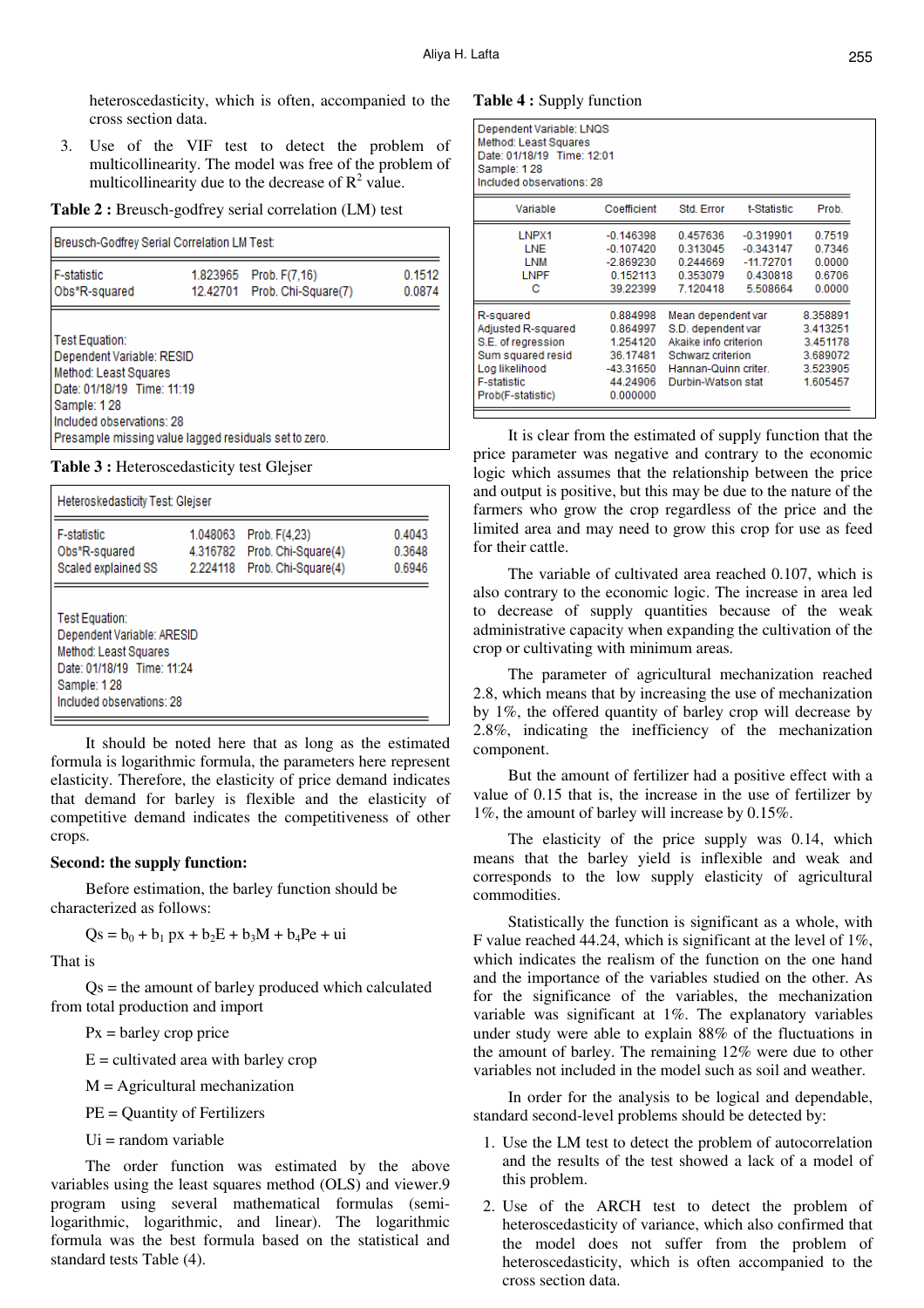heteroscedasticity, which is often, accompanied to the cross section data.

3. Use of the VIF test to detect the problem of multicollinearity. The model was free of the problem of multicollinearity due to the decrease of $R^2$ value.

**Table 2 :** Breusch-godfrey serial correlation (LM) test

| Breusch-Godfrey Serial Correlation LM Test: | | | |
|---|---|---|---|
| F-statistic | 1.823965 | Prob. F(7,16) | 0.1512 |
| Obs*R-squared | 12.42701 | Prob. Chi-Square(7) | 0.0874 |

Test Equation:
Dependent Variable: RESID
Method: Least Squares
Date: 01/18/19 Time: 11:19
Sample: 1 28
Included observations: 28
Presample missing value lagged residuals set to zero.

**Table 3 :** Heteroscedasticity test Glejser

| Heteroskedasticity Test: Glejser | | | |
|---|---|---|---|
| F-statistic | 1.048063 | Prob. F(4,23) | 0.4043 |
| Obs*R-squared | 4.316782 | Prob. Chi-Square(4) | 0.3648 |
| Scaled explained SS | 2.224118 | Prob. Chi-Square(4) | 0.6946 |

Test Equation:
Dependent Variable: ARESID
Method: Least Squares
Date: 01/18/19 Time: 11:24
Sample: 1 28
Included observations: 28

It should be noted here that as long as the estimated formula is logarithmic formula, the parameters here represent elasticity. Therefore, the elasticity of price demand indicates that demand for barley is flexible and the elasticity of competitive demand indicates the competitiveness of other crops.

**Second: the supply function:**

Before estimation, the barley function should be characterized as follows:

$$Qs = b_0 + b_1 px + b_2E + b_3M + b_4Pe + ui$$

That is

Qs = the amount of barley produced which calculated from total production and import

Px = barley crop price

E = cultivated area with barley crop

M = Agricultural mechanization

PE = Quantity of Fertilizers

Ui = random variable

The order function was estimated by the above variables using the least squares method (OLS) and viewer.9 program using several mathematical formulas (semi-logarithmic, logarithmic, and linear). The logarithmic formula was the best formula based on the statistical and standard tests Table (4).

**Table 4 :** Supply function

Dependent Variable: LNQS
Method: Least Squares
Date: 01/18/19 Time: 12:01
Sample: 1 28
Included observations: 28

| Variable | Coefficient | Std. Error | t-Statistic | Prob. |
|---|---|---|---|---|
| LNPX1 | -0.146398 | 0.457636 | -0.319901 | 0.7519 |
| LNE | -0.107420 | 0.313045 | -0.343147 | 0.7346 |
| LNM | -2.869230 | 0.244669 | -11.72701 | 0.0000 |
| LNPF | 0.152113 | 0.353079 | 0.430818 | 0.6706 |
| C | 39.22399 | 7.120418 | 5.508664 | 0.0000 |

| | | | |
|---|---|---|---|
| R-squared | 0.884998 | Mean dependent var | 8.358891 |
| Adjusted R-squared | 0.864997 | S.D. dependent var | 3.413251 |
| S.E. of regression | 1.254120 | Akaike info criterion | 3.451178 |
| Sum squared resid | 36.17481 | Schwarz criterion | 3.689072 |
| Log likelihood | -43.31650 | Hannan-Quinn criter. | 3.523905 |
| F-statistic | 44.24906 | Durbin-Watson stat | 1.605457 |
| Prob(F-statistic) | 0.000000 | | |

It is clear from the estimated of supply function that the price parameter was negative and contrary to the economic logic which assumes that the relationship between the price and output is positive, but this may be due to the nature of the farmers who grow the crop regardless of the price and the limited area and may need to grow this crop for use as feed for their cattle.

The variable of cultivated area reached 0.107, which is also contrary to the economic logic. The increase in area led to decrease of supply quantities because of the weak administrative capacity when expanding the cultivation of the crop or cultivating with minimum areas.

The parameter of agricultural mechanization reached 2.8, which means that by increasing the use of mechanization by 1%, the offered quantity of barley crop will decrease by 2.8%, indicating the inefficiency of the mechanization component.

But the amount of fertilizer had a positive effect with a value of 0.15 that is, the increase in the use of fertilizer by 1%, the amount of barley will increase by 0.15%.

The elasticity of the price supply was 0.14, which means that the barley yield is inflexible and weak and corresponds to the low supply elasticity of agricultural commodities.

Statistically the function is significant as a whole, with F value reached 44.24, which is significant at the level of 1%, which indicates the realism of the function on the one hand and the importance of the variables studied on the other. As for the significance of the variables, the mechanization variable was significant at 1%. The explanatory variables under study were able to explain 88% of the fluctuations in the amount of barley. The remaining 12% were due to other variables not included in the model such as soil and weather.

In order for the analysis to be logical and dependable, standard second-level problems should be detected by:

1. Use the LM test to detect the problem of autocorrelation and the results of the test showed a lack of a model of this problem.
2. Use of the ARCH test to detect the problem of heteroscedasticity of variance, which also confirmed that the model does not suffer from the problem of heteroscedasticity, which is often accompanied to the cross section data.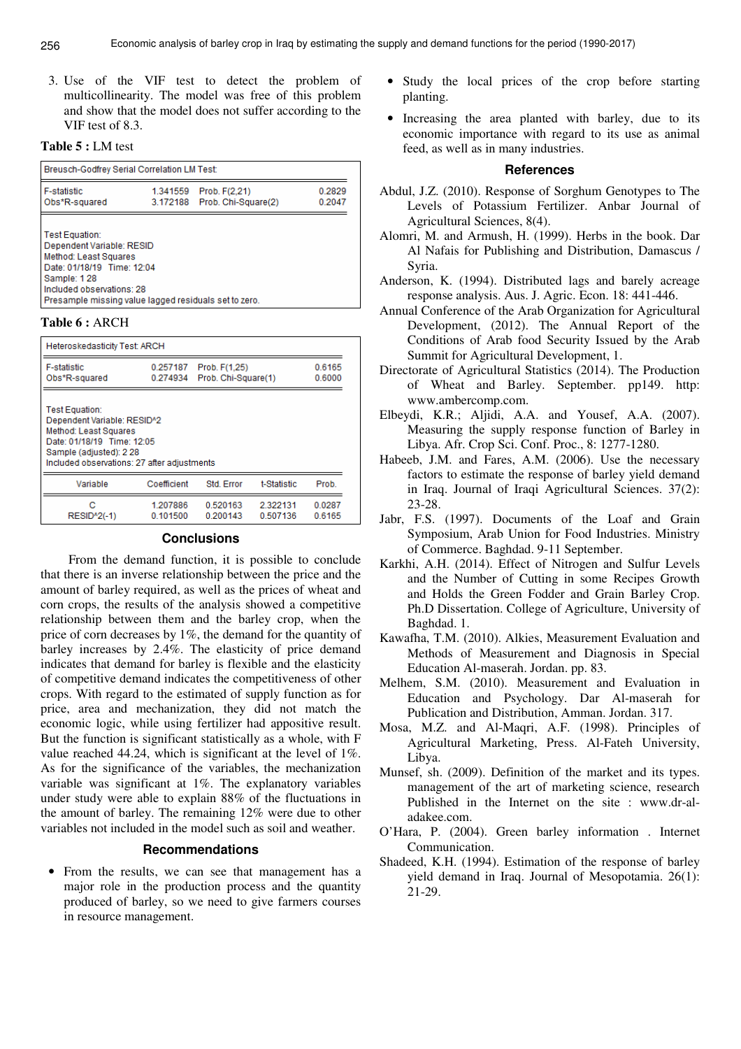3. Use of the VIF test to detect the problem of multicollinearity. The model was free of this problem and show that the model does not suffer according to the VIF test of 8.3.

**Table 5 :** LM test

| Breusch-Godfrey Serial Correlation LM Test: | | | |
|---|---|---|---|
| F-statistic | 1.341559 | Prob. F(2,21) | 0.2829 |
| Obs*R-squared | 3.172188 | Prob. Chi-Square(2) | 0.2047 |

Test Equation:
Dependent Variable: RESID
Method: Least Squares
Date: 01/18/19 Time: 12:04
Sample: 1 28
Included observations: 28
Presample missing value lagged residuals set to zero.

**Table 6 :** ARCH

| Heteroskedasticity Test: ARCH | | | |
|---|---|---|---|
| F-statistic | 0.257187 | Prob. F(1,25) | 0.6165 |
| Obs*R-squared | 0.274934 | Prob. Chi-Square(1) | 0.6000 |

Test Equation:
Dependent Variable: RESID^2
Method: Least Squares
Date: 01/18/19 Time: 12:05
Sample (adjusted): 2 28
Included observations: 27 after adjustments

| Variable | Coefficient | Std. Error | t-Statistic | Prob. |
|---|---|---|---|---|
| C | 1.207886 | 0.520163 | 2.322131 | 0.0287 |
| RESID^2(-1) | 0.101500 | 0.200143 | 0.507136 | 0.6165 |

## Conclusions

From the demand function, it is possible to conclude that there is an inverse relationship between the price and the amount of barley required, as well as the prices of wheat and corn crops, the results of the analysis showed a competitive relationship between them and the barley crop, when the price of corn decreases by 1%, the demand for the quantity of barley increases by 2.4%. The elasticity of price demand indicates that demand for barley is flexible and the elasticity of competitive demand indicates the competitiveness of other crops. With regard to the estimated of supply function as for price, area and mechanization, they did not match the economic logic, while using fertilizer had appositive result. But the function is significant statistically as a whole, with F value reached 44.24, which is significant at the level of 1%. As for the significance of the variables, the mechanization variable was significant at 1%. The explanatory variables under study were able to explain 88% of the fluctuations in the amount of barley. The remaining 12% were due to other variables not included in the model such as soil and weather.

## Recommendations

- From the results, we can see that management has a major role in the production process and the quantity produced of barley, so we need to give farmers courses in resource management.
- Study the local prices of the crop before starting planting.
- Increasing the area planted with barley, due to its economic importance with regard to its use as animal feed, as well as in many industries.

## References

Abdul, J.Z. (2010). Response of Sorghum Genotypes to The Levels of Potassium Fertilizer. Anbar Journal of Agricultural Sciences, 8(4).

Alomri, M. and Armush, H. (1999). Herbs in the book. Dar Al Nafais for Publishing and Distribution, Damascus / Syria.

Anderson, K. (1994). Distributed lags and barely acreage response analysis. Aus. J. Agric. Econ. 18: 441-446.

Annual Conference of the Arab Organization for Agricultural Development, (2012). The Annual Report of the Conditions of Arab food Security Issued by the Arab Summit for Agricultural Development, 1.

Directorate of Agricultural Statistics (2014). The Production of Wheat and Barley. September. pp149. http: www.ambercomp.com.

Elbeydi, K.R.; Aljidi, A.A. and Yousef, A.A. (2007). Measuring the supply response function of Barley in Libya. Afr. Crop Sci. Conf. Proc., 8: 1277-1280.

Habeeb, J.M. and Fares, A.M. (2006). Use the necessary factors to estimate the response of barley yield demand in Iraq. Journal of Iraqi Agricultural Sciences. 37(2): 23-28.

Jabr, F.S. (1997). Documents of the Loaf and Grain Symposium, Arab Union for Food Industries. Ministry of Commerce. Baghdad. 9-11 September.

Karkhi, A.H. (2014). Effect of Nitrogen and Sulfur Levels and the Number of Cutting in some Recipes Growth and Holds the Green Fodder and Grain Barley Crop. Ph.D Dissertation. College of Agriculture, University of Baghdad. 1.

Kawafha, T.M. (2010). Alkies, Measurement Evaluation and Methods of Measurement and Diagnosis in Special Education Al-maserah. Jordan. pp. 83.

Melhem, S.M. (2010). Measurement and Evaluation in Education and Psychology. Dar Al-maserah for Publication and Distribution, Amman. Jordan. 317.

Mosa, M.Z. and Al-Maqri, A.F. (1998). Principles of Agricultural Marketing, Press. Al-Fateh University, Libya.

Munsef, sh. (2009). Definition of the market and its types. management of the art of marketing science, research Published in the Internet on the site : www.dr-al-adakee.com.

O'Hara, P. (2004). Green barley information . Internet Communication.

Shadeed, K.H. (1994). Estimation of the response of barley yield demand in Iraq. Journal of Mesopotamia. 26(1): 21-29.